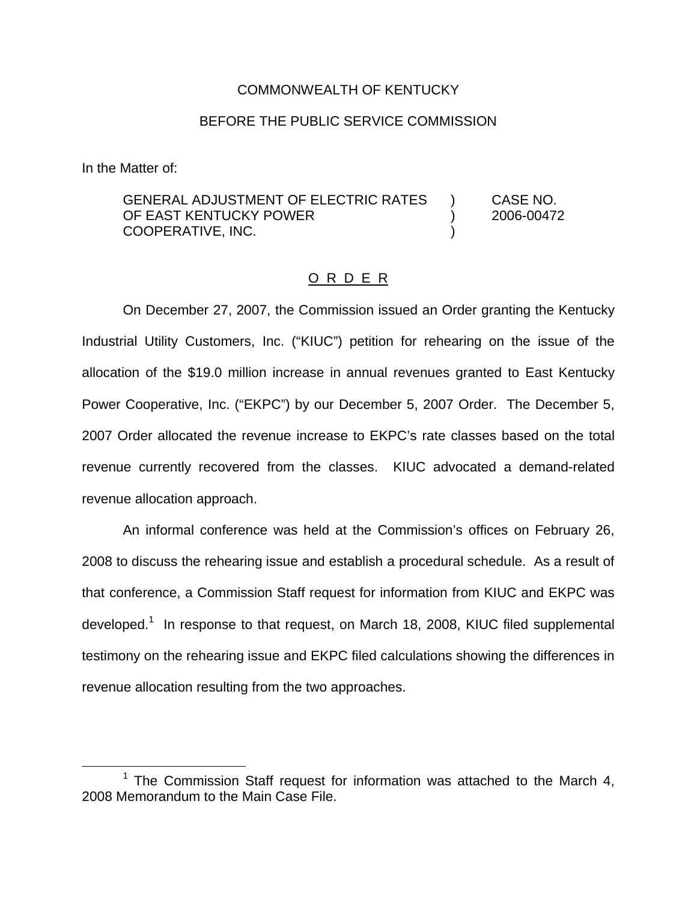COMMONWEALTH OF KENTUCKY

BEFORE THE PUBLIC SERVICE COMMISSION

In the Matter of:

| | | |
|---|---|---|
| GENERAL ADJUSTMENT OF ELECTRIC RATES OF EAST KENTUCKY POWER COOPERATIVE, INC. | ) ) ) | CASE NO. 2006-00472 |

O R D E R

On December 27, 2007, the Commission issued an Order granting the Kentucky Industrial Utility Customers, Inc. ("KIUC") petition for rehearing on the issue of the allocation of the $19.0 million increase in annual revenues granted to East Kentucky Power Cooperative, Inc. ("EKPC") by our December 5, 2007 Order. The December 5, 2007 Order allocated the revenue increase to EKPC's rate classes based on the total revenue currently recovered from the classes. KIUC advocated a demand-related revenue allocation approach.

An informal conference was held at the Commission's offices on February 26, 2008 to discuss the rehearing issue and establish a procedural schedule. As a result of that conference, a Commission Staff request for information from KIUC and EKPC was developed.[1] In response to that request, on March 18, 2008, KIUC filed supplemental testimony on the rehearing issue and EKPC filed calculations showing the differences in revenue allocation resulting from the two approaches.

[1] The Commission Staff request for information was attached to the March 4, 2008 Memorandum to the Main Case File.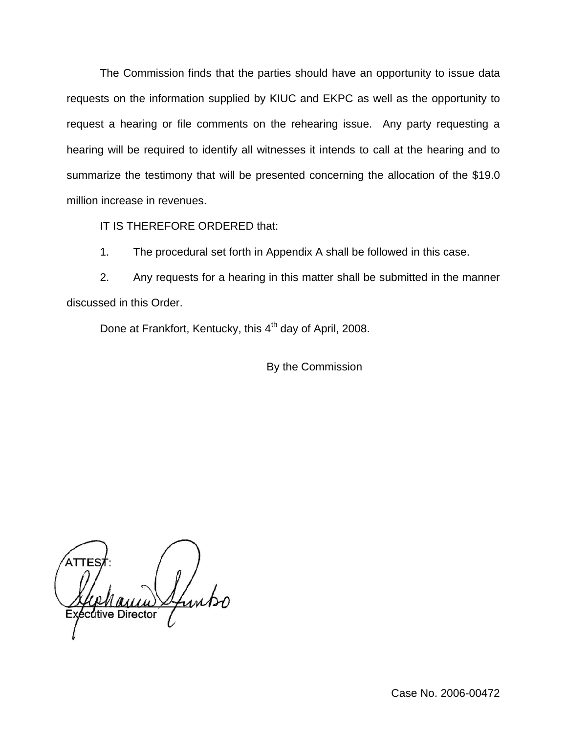The Commission finds that the parties should have an opportunity to issue data requests on the information supplied by KIUC and EKPC as well as the opportunity to request a hearing or file comments on the rehearing issue. Any party requesting a hearing will be required to identify all witnesses it intends to call at the hearing and to summarize the testimony that will be presented concerning the allocation of the $19.0 million increase in revenues.

IT IS THEREFORE ORDERED that:

1. The procedural set forth in Appendix A shall be followed in this case.

2. Any requests for a hearing in this matter shall be submitted in the manner discussed in this Order.

Done at Frankfort, Kentucky, this 4th day of April, 2008.

By the Commission

ATTEST:

Executive Director

Case No. 2006-00472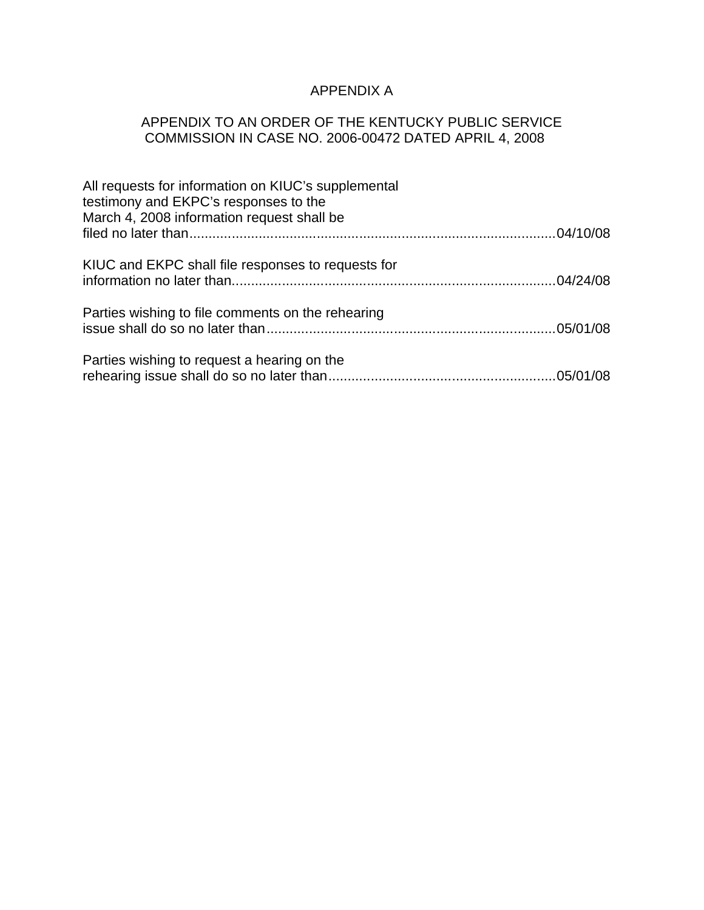# APPENDIX A

## APPENDIX TO AN ORDER OF THE KENTUCKY PUBLIC SERVICE COMMISSION IN CASE NO. 2006-00472 DATED APRIL 4, 2008

All requests for information on KIUC's supplemental testimony and EKPC's responses to the March 4, 2008 information request shall be filed no later than................................................................................................04/10/08

KIUC and EKPC shall file responses to requests for information no later than....................................................................................04/24/08

Parties wishing to file comments on the rehearing issue shall do so no later than..........................................................................05/01/08

Parties wishing to request a hearing on the rehearing issue shall do so no later than..........................................................05/01/08